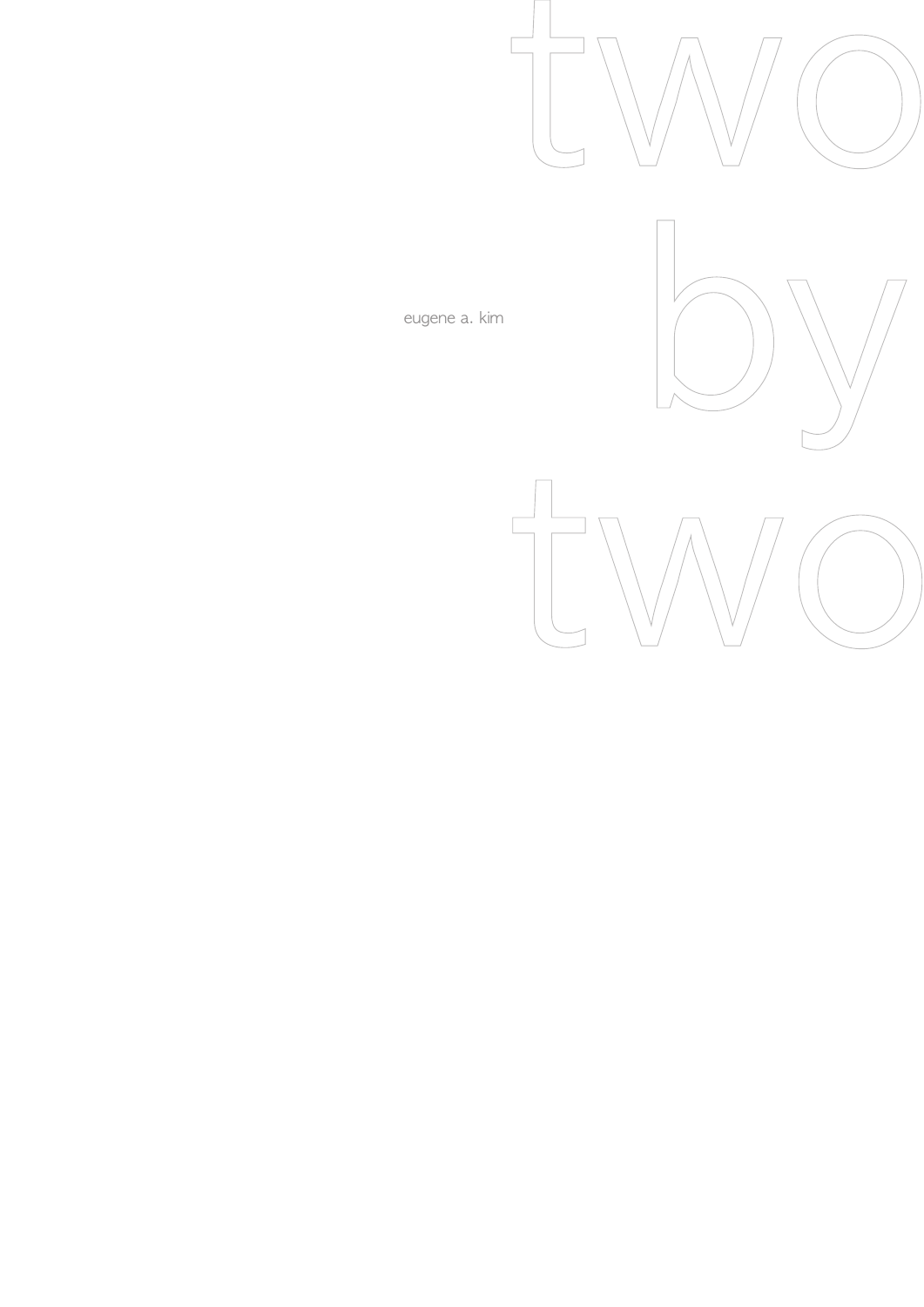# two by two

eugene a. kim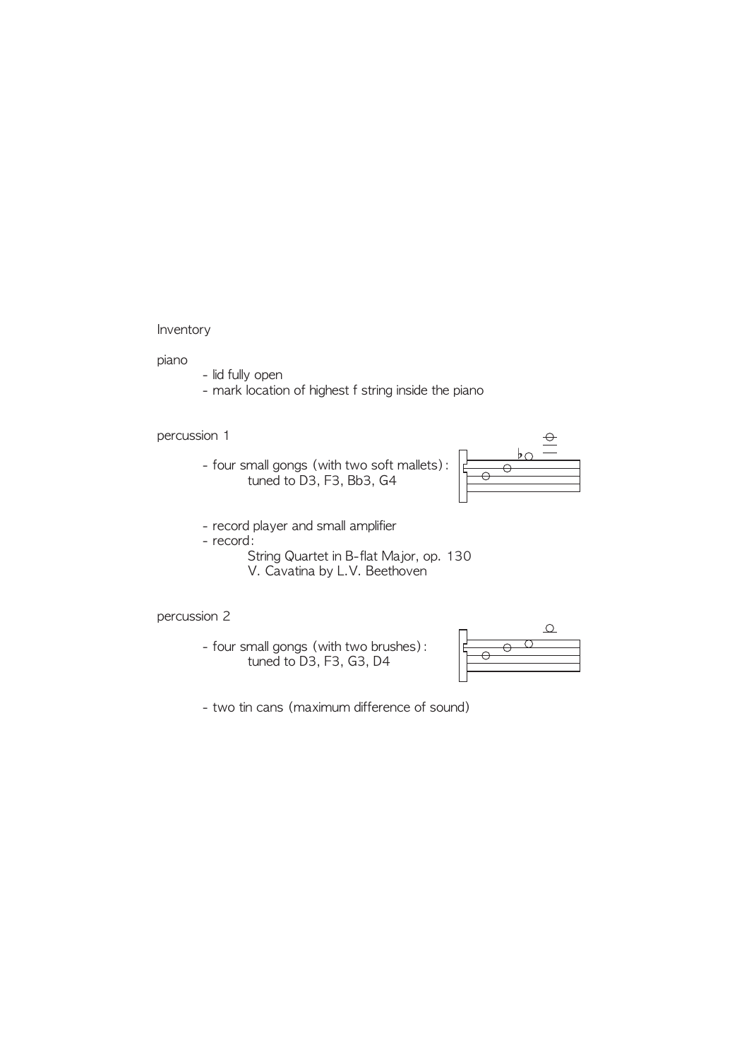# Inventory

## piano

- lid fully open
- mark location of highest f string inside the piano

## percussion 1

- four small gongs (with two soft mallets):
  tuned to D3, F3, Bb3, G4
- record player and small amplifier
- record:
  String Quartet in B-flat Major, op. 130
  V. Cavatina by L.V. Beethoven

## percussion 2

- four small gongs (with two brushes):
  tuned to D3, F3, G3, D4
- two tin cans (maximum difference of sound)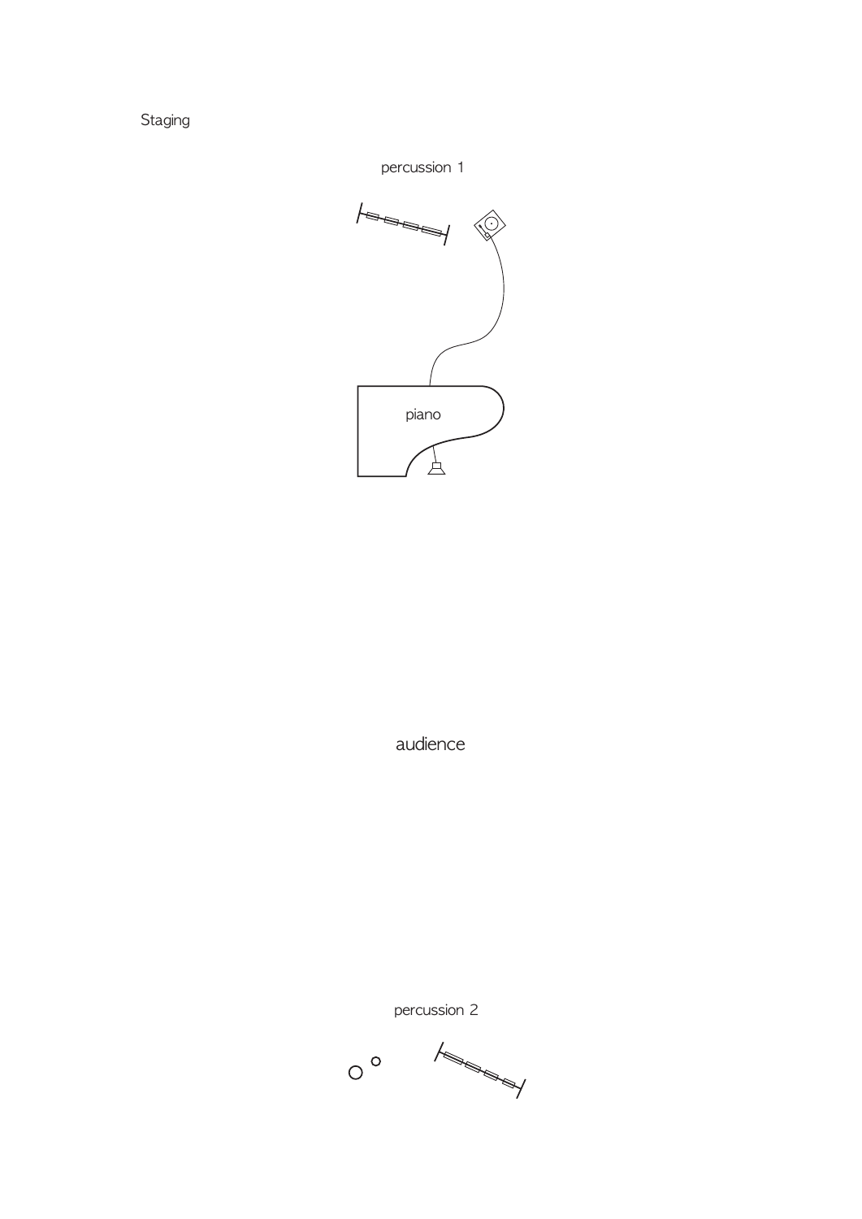# Staging

percussion 1

piano

audience

percussion 2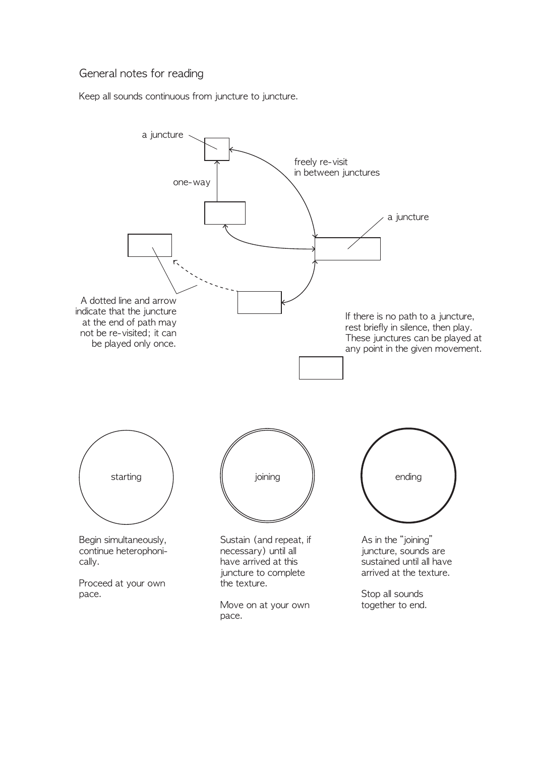## General notes for reading

Keep all sounds continuous from juncture to juncture.

a juncture

one-way

freely re-visit in between junctures

a juncture

A dotted line and arrow indicate that the juncture at the end of path may not be re-visited; it can be played only once.

If there is no path to a juncture, rest briefly in silence, then play. These junctures can be played at any point in the given movement.

starting

Begin simultaneously, continue heterophonically.

Proceed at your own pace.

joining

Sustain (and repeat, if necessary) until all have arrived at this juncture to complete the texture.

Move on at your own pace.

ending

As in the “joining” juncture, sounds are sustained until all have arrived at the texture.

Stop all sounds together to end.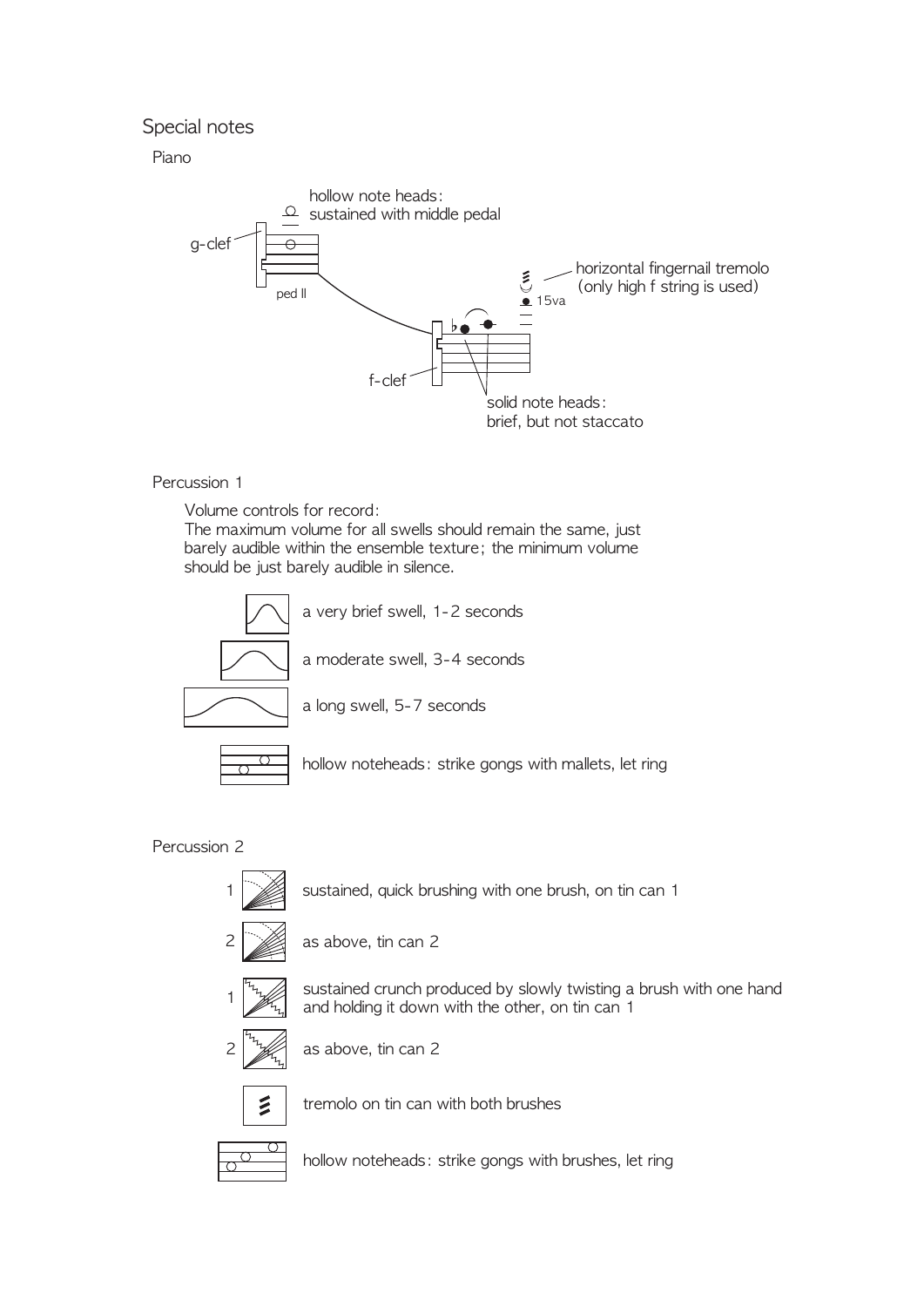## Special notes

### Piano

hollow note heads: sustained with middle pedal

g-clef

ped II

horizontal fingernail tremolo (only high f string is used)

15va

f-clef

solid note heads: brief, but not staccato

### Percussion 1

Volume controls for record:
The maximum volume for all swells should remain the same, just barely audible within the ensemble texture; the minimum volume should be just barely audible in silence.

a very brief swell, 1-2 seconds

a moderate swell, 3-4 seconds

a long swell, 5-7 seconds

hollow noteheads: strike gongs with mallets, let ring

### Percussion 2

1 sustained, quick brushing with one brush, on tin can 1

2 as above, tin can 2

1 sustained crunch produced by slowly twisting a brush with one hand and holding it down with the other, on tin can 1

2 as above, tin can 2

tremolo on tin can with both brushes

hollow noteheads: strike gongs with brushes, let ring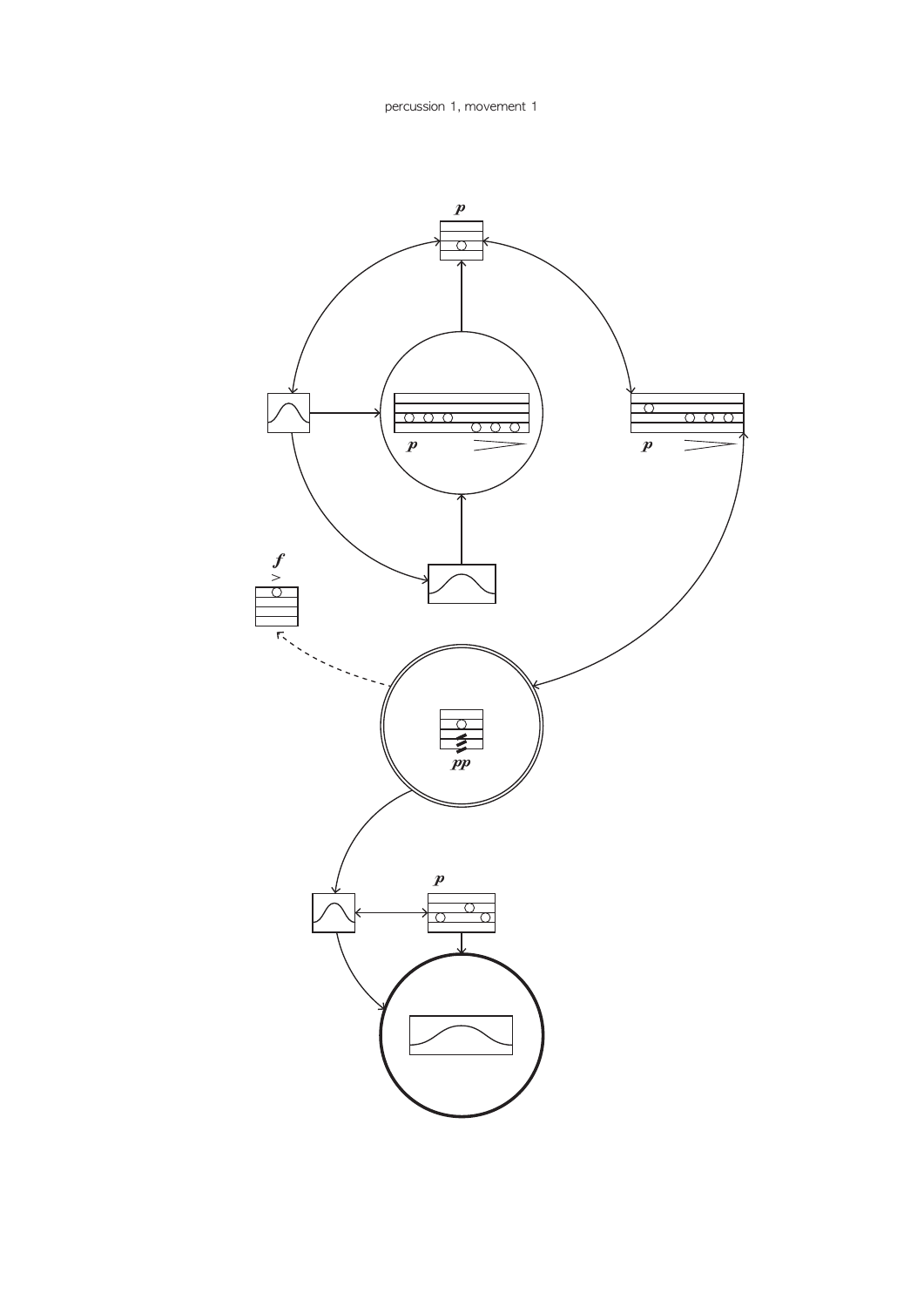percussion 1, movement 1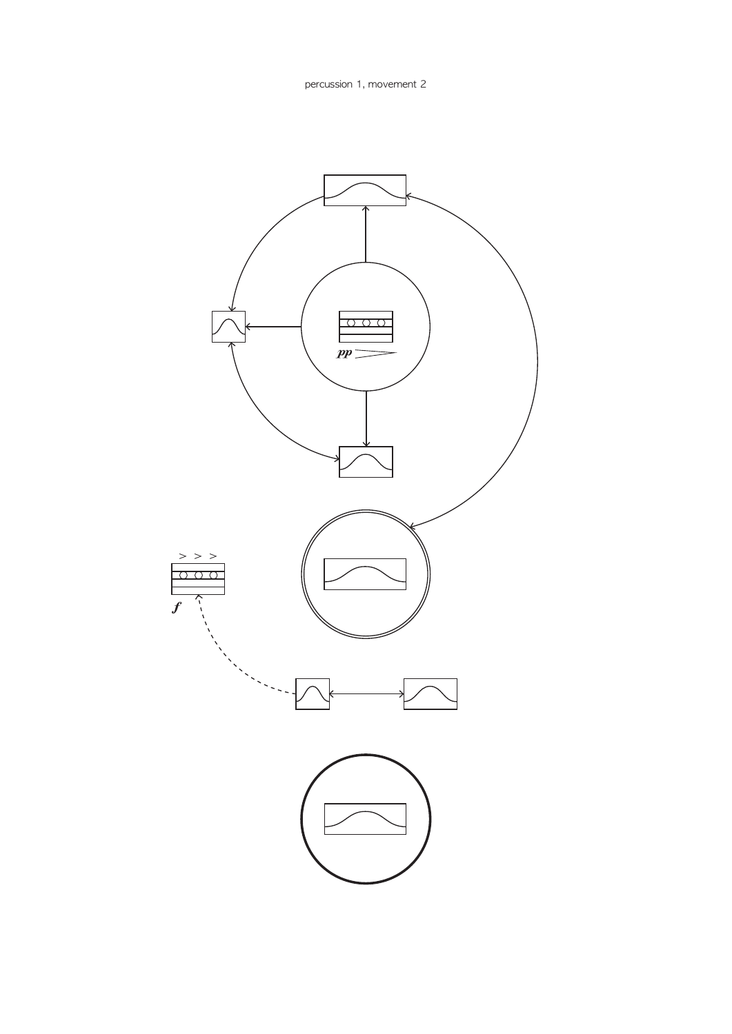percussion 1, movement 2

*pp*

*f*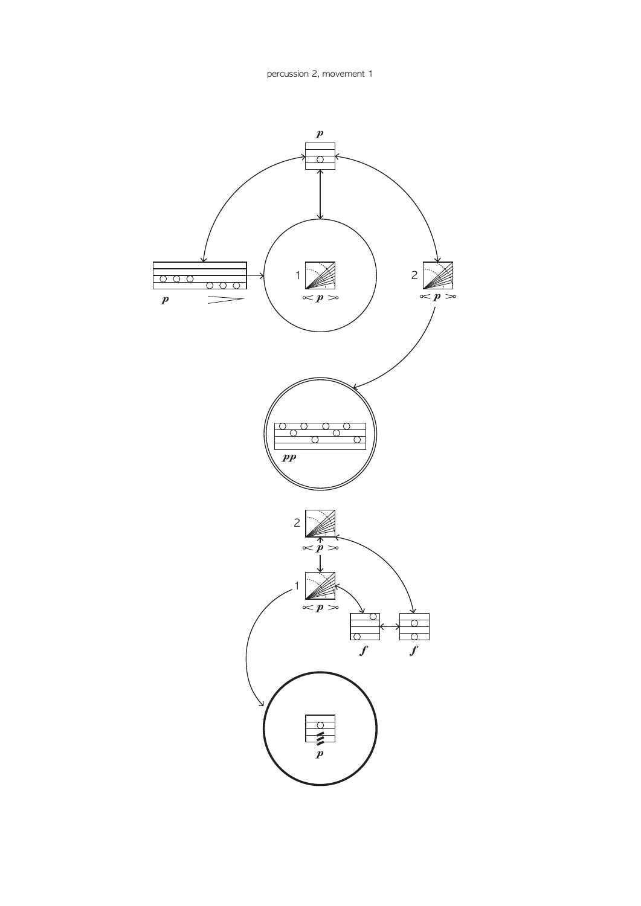percussion 2, movement 1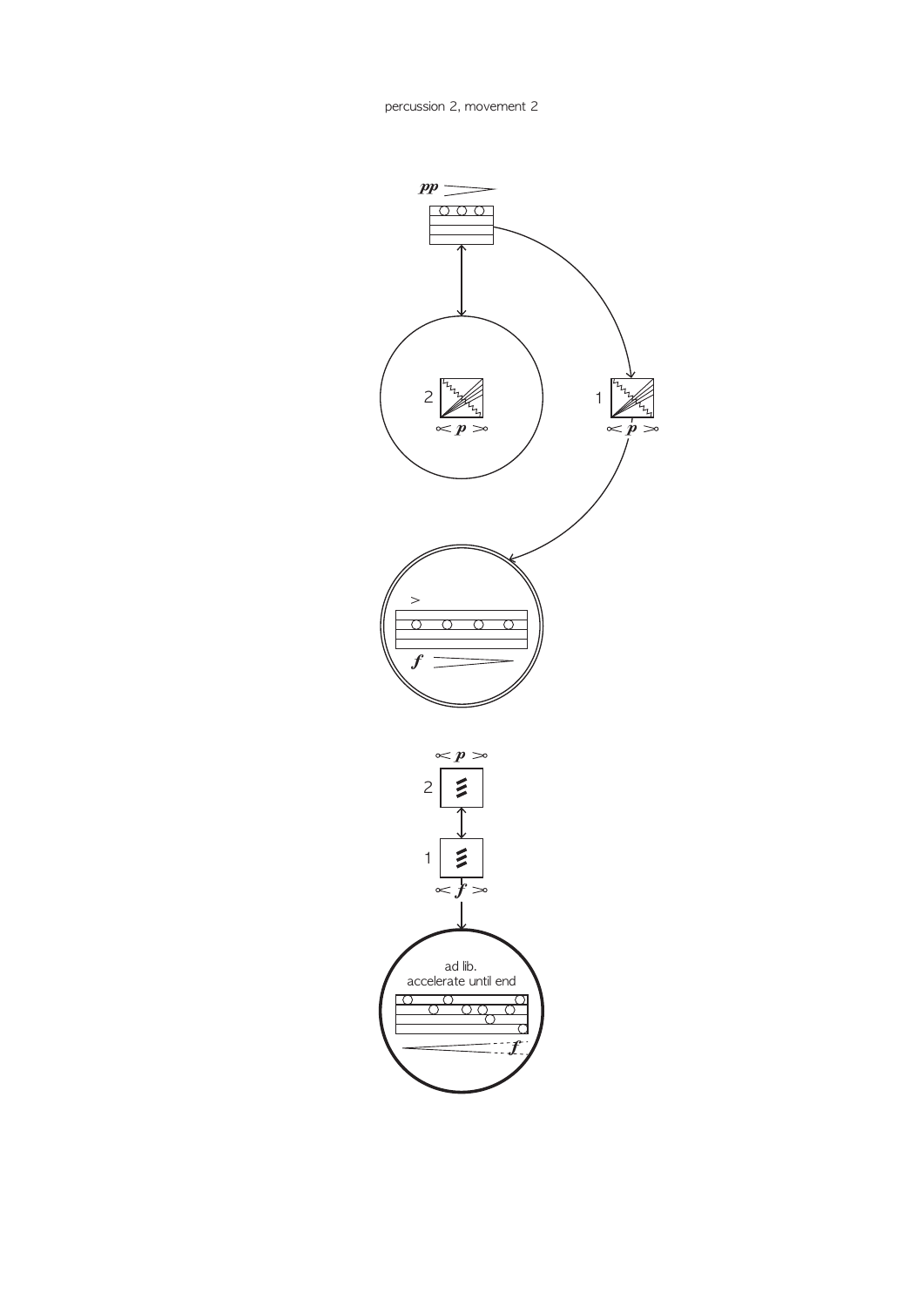percussion 2, movement 2

ad lib.
accelerate until end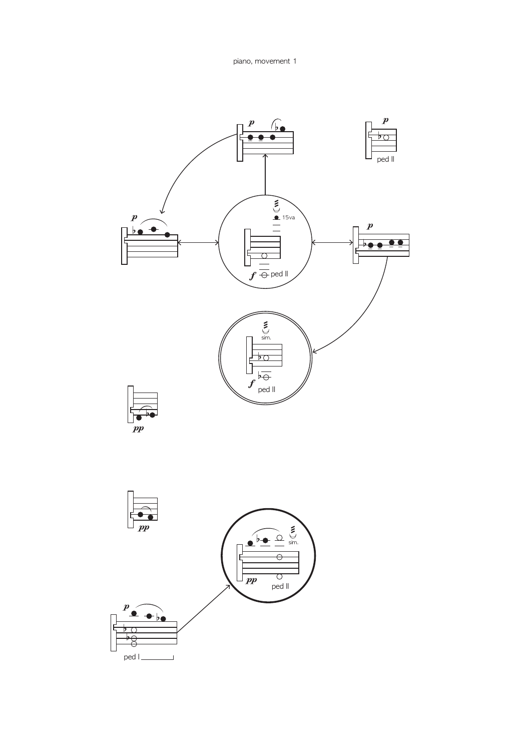piano, movement 1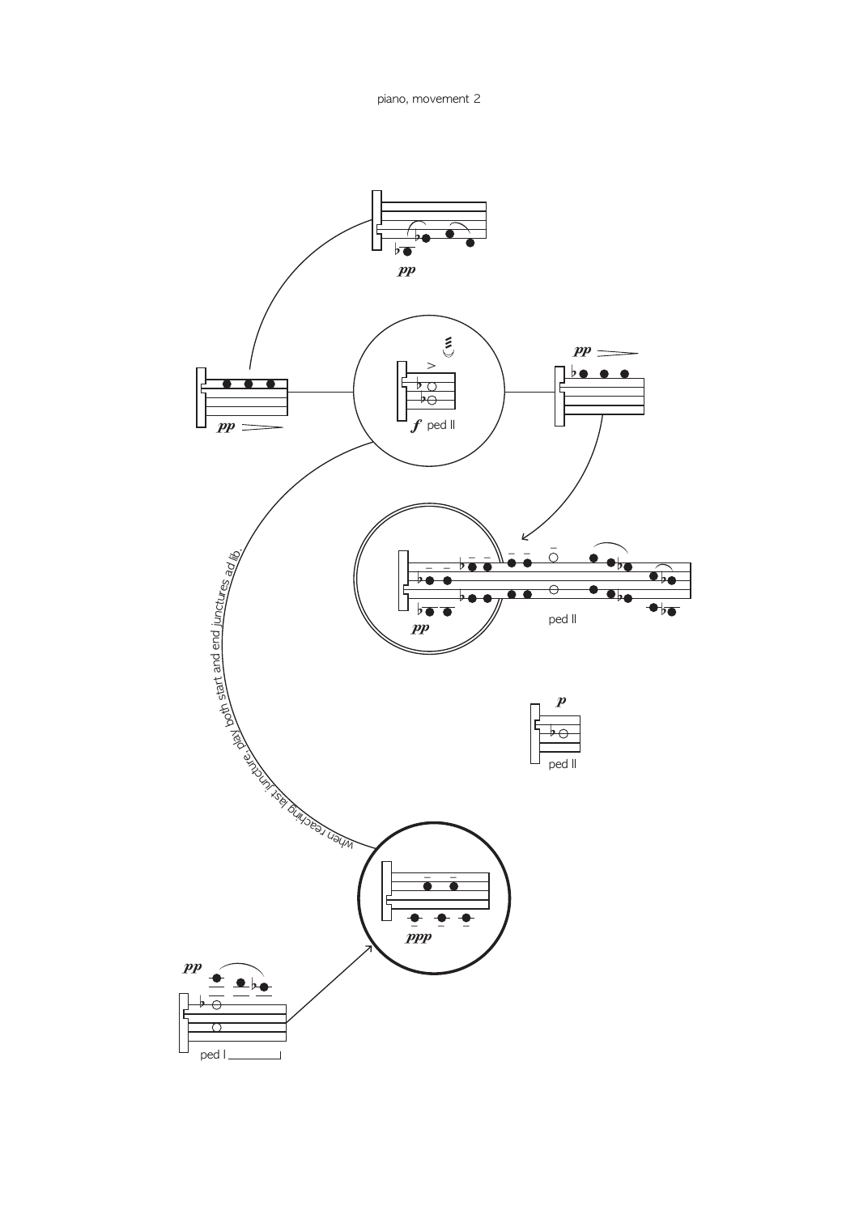piano, movement 2

when reaching last juncture, play both start and end junctures ad lib.